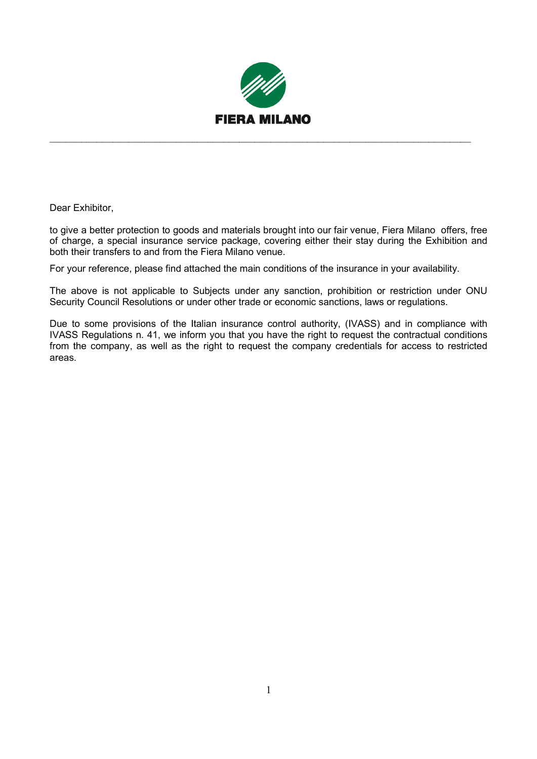**FIERA MILANO**

---

Dear Exhibitor,

to give a better protection to goods and materials brought into our fair venue, Fiera Milano offers, free of charge, a special insurance service package, covering either their stay during the Exhibition and both their transfers to and from the Fiera Milano venue.

For your reference, please find attached the main conditions of the insurance in your availability.

The above is not applicable to Subjects under any sanction, prohibition or restriction under ONU Security Council Resolutions or under other trade or economic sanctions, laws or regulations.

Due to some provisions of the Italian insurance control authority, (IVASS) and in compliance with IVASS Regulations n. 41, we inform you that you have the right to request the contractual conditions from the company, as well as the right to request the company credentials for access to restricted areas.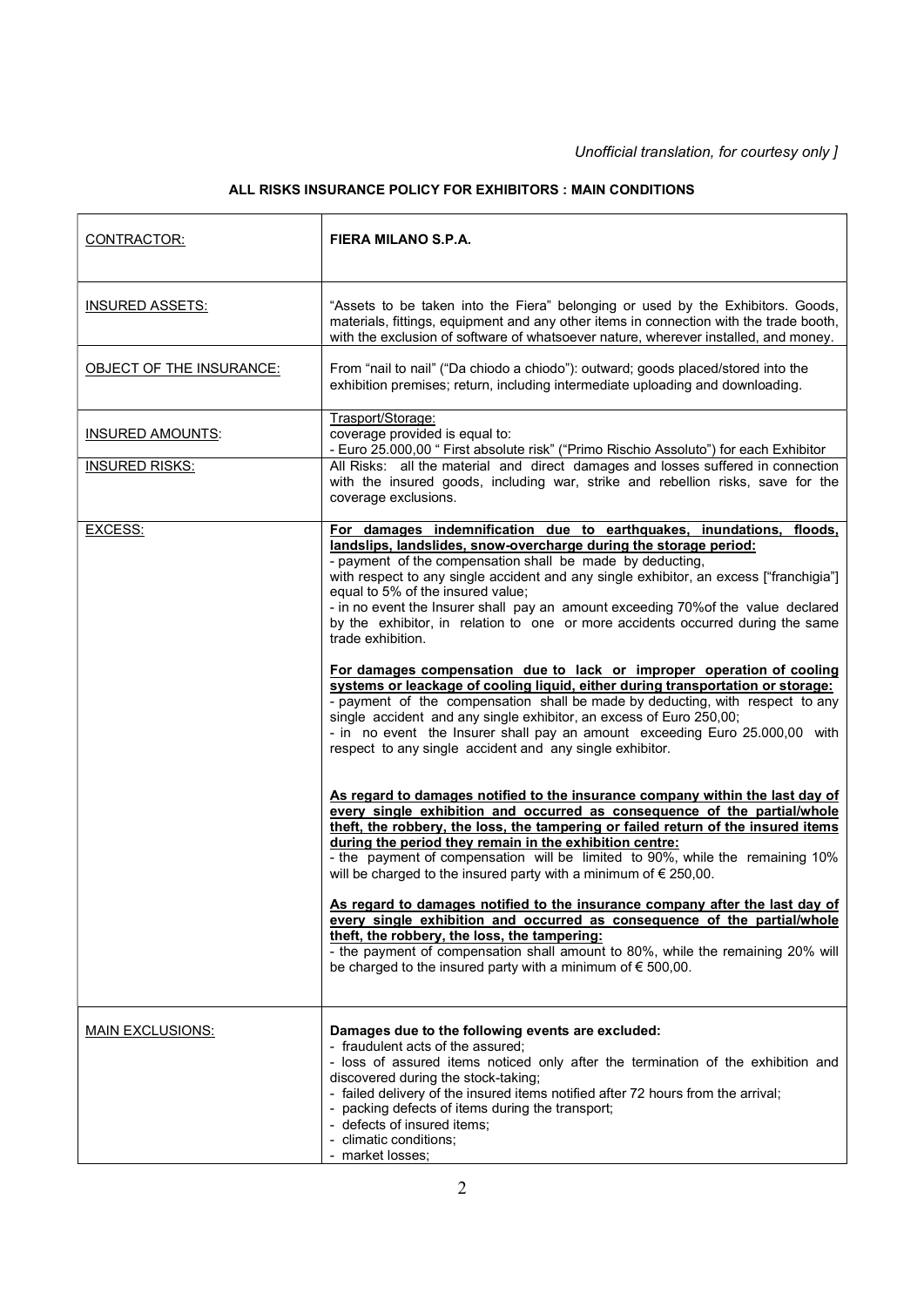*Unofficial translation, for courtesy only ]*

**ALL RISKS INSURANCE POLICY FOR EXHIBITORS : MAIN CONDITIONS**

| | |
|---|---|
| CONTRACTOR: | **FIERA MILANO S.P.A.** |
| INSURED ASSETS: | “Assets to be taken into the Fiera” belonging or used by the Exhibitors. Goods, materials, fittings, equipment and any other items in connection with the trade booth, with the exclusion of software of whatsoever nature, wherever installed, and money. |
| OBJECT OF THE INSURANCE: | From “nail to nail” (“Da chiodo a chiodo”): outward; goods placed/stored into the exhibition premises; return, including intermediate uploading and downloading. |
| INSURED AMOUNTS: | Trasport/Storage:<br>coverage provided is equal to:<br>- Euro 25.000,00 “ First absolute risk” (“Primo Rischio Assoluto”) for each Exhibitor |
| INSURED RISKS: | All Risks: all the material and direct damages and losses suffered in connection with the insured goods, including war, strike and rebellion risks, save for the coverage exclusions. |
| EXCESS: | **For damages indemnification due to earthquakes, inundations, floods, landslips, landslides, snow-overcharge during the storage period:**<br>- payment of the compensation shall be made by deducting, with respect to any single accident and any single exhibitor, an excess ["franchigia"] equal to 5% of the insured value;<br>- in no event the Insurer shall pay an amount exceeding 70%of the value declared by the exhibitor, in relation to one or more accidents occurred during the same trade exhibition.<br><br>**For damages compensation due to lack or improper operation of cooling systems or leackage of cooling liquid, either during transportation or storage:**<br>- payment of the compensation shall be made by deducting, with respect to any single accident and any single exhibitor, an excess of Euro 250,00;<br>- in no event the Insurer shall pay an amount exceeding Euro 25.000,00 with respect to any single accident and any single exhibitor.<br><br>**As regard to damages notified to the insurance company within the last day of every single exhibition and occurred as consequence of the partial/whole theft, the robbery, the loss, the tampering or failed return of the insured items during the period they remain in the exhibition centre:**<br>- the payment of compensation will be limited to 90%, while the remaining 10% will be charged to the insured party with a minimum of € 250,00.<br><br>**As regard to damages notified to the insurance company after the last day of every single exhibition and occurred as consequence of the partial/whole theft, the robbery, the loss, the tampering:**<br>- the payment of compensation shall amount to 80%, while the remaining 20% will be charged to the insured party with a minimum of € 500,00. |
| MAIN EXCLUSIONS: | **Damages due to the following events are excluded:**<br>- fraudulent acts of the assured;<br>- loss of assured items noticed only after the termination of the exhibition and discovered during the stock-taking;<br>- failed delivery of the insured items notified after 72 hours from the arrival;<br>- packing defects of items during the transport;<br>- defects of insured items;<br>- climatic conditions;<br>- market losses; |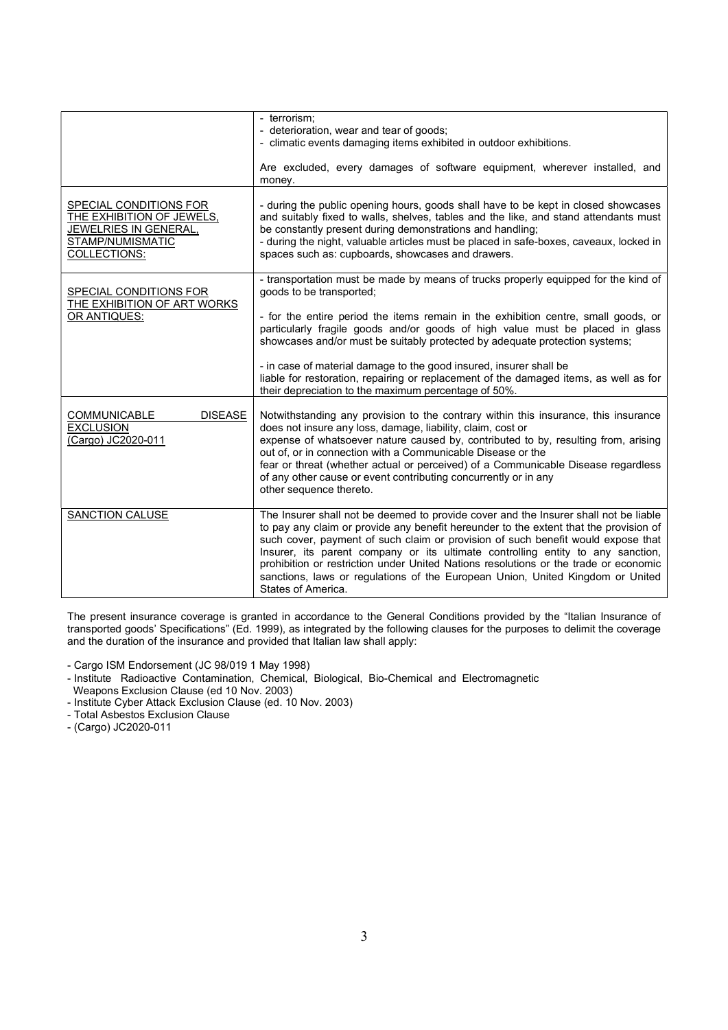| | |
|---|---|
| | - terrorism;<br>- deterioration, wear and tear of goods;<br>- climatic events damaging items exhibited in outdoor exhibitions.<br><br>Are excluded, every damages of software equipment, wherever installed, and money. |
| SPECIAL CONDITIONS FOR THE EXHIBITION OF JEWELS, JEWELRIES IN GENERAL, STAMP/NUMISMATIC COLLECTIONS: | - during the public opening hours, goods shall have to be kept in closed showcases and suitably fixed to walls, shelves, tables and the like, and stand attendants must be constantly present during demonstrations and handling;<br>- during the night, valuable articles must be placed in safe-boxes, caveaux, locked in spaces such as: cupboards, showcases and drawers. |
| SPECIAL CONDITIONS FOR THE EXHIBITION OF ART WORKS OR ANTIQUES: | - transportation must be made by means of trucks properly equipped for the kind of goods to be transported;<br><br>- for the entire period the items remain in the exhibition centre, small goods, or particularly fragile goods and/or goods of high value must be placed in glass showcases and/or must be suitably protected by adequate protection systems;<br><br>- in case of material damage to the good insured, insurer shall be liable for restoration, repairing or replacement of the damaged items, as well as for their depreciation to the maximum percentage of 50%. |
| COMMUNICABLE DISEASE EXCLUSION (Cargo) JC2020-011 | Notwithstanding any provision to the contrary within this insurance, this insurance does not insure any loss, damage, liability, claim, cost or expense of whatsoever nature caused by, contributed to by, resulting from, arising out of, or in connection with a Communicable Disease or the fear or threat (whether actual or perceived) of a Communicable Disease regardless of any other cause or event contributing concurrently or in any other sequence thereto. |
| SANCTION CALUSE | The Insurer shall not be deemed to provide cover and the Insurer shall not be liable to pay any claim or provide any benefit hereunder to the extent that the provision of such cover, payment of such claim or provision of such benefit would expose that Insurer, its parent company or its ultimate controlling entity to any sanction, prohibition or restriction under United Nations resolutions or the trade or economic sanctions, laws or regulations of the European Union, United Kingdom or United States of America. |

The present insurance coverage is granted in accordance to the General Conditions provided by the "Italian Insurance of transported goods' Specifications" (Ed. 1999), as integrated by the following clauses for the purposes to delimit the coverage and the duration of the insurance and provided that Italian law shall apply:

- Cargo ISM Endorsement (JC 98/019 1 May 1998)
- Institute Radioactive Contamination, Chemical, Biological, Bio-Chemical and Electromagnetic Weapons Exclusion Clause (ed 10 Nov. 2003)
- Institute Cyber Attack Exclusion Clause (ed. 10 Nov. 2003)
- Total Asbestos Exclusion Clause
- (Cargo) JC2020-011